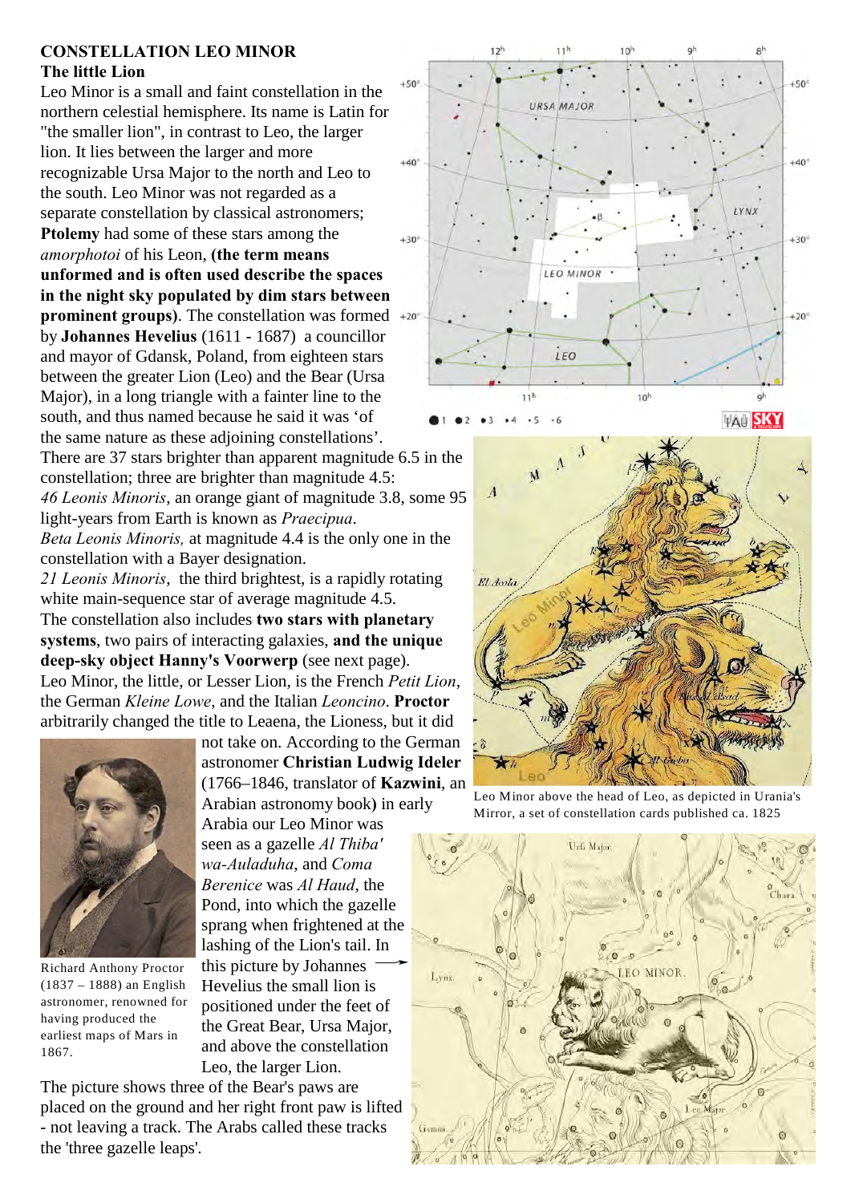**CONSTELLATION LEO MINOR**

**The little Lion**

Leo Minor is a small and faint constellation in the northern celestial hemisphere. Its name is Latin for "the smaller lion", in contrast to Leo, the larger lion. It lies between the larger and more recognizable Ursa Major to the north and Leo to the south. Leo Minor was not regarded as a separate constellation by classical astronomers; **Ptolemy** had some of these stars among the *amorphotoi* of his Leon, **(the term means unformed and is often used describe the spaces in the night sky populated by dim stars between prominent groups)**. The constellation was formed by **Johannes Hevelius** (1611 - 1687) a councillor and mayor of Gdansk, Poland, from eighteen stars between the greater Lion (Leo) and the Bear (Ursa Major), in a long triangle with a fainter line to the south, and thus named because he said it was 'of the same nature as these adjoining constellations'.

There are 37 stars brighter than apparent magnitude 6.5 in the constellation; three are brighter than magnitude 4.5:

*46 Leonis Minoris*, an orange giant of magnitude 3.8, some 95 light-years from Earth is known as *Praecipua*.

*Beta Leonis Minoris,* at magnitude 4.4 is the only one in the constellation with a Bayer designation.

*21 Leonis Minoris*, the third brightest, is a rapidly rotating white main-sequence star of average magnitude 4.5.

The constellation also includes **two stars with planetary systems**, two pairs of interacting galaxies, **and the unique deep-sky object Hanny's Voorwerp** (see next page).

Leo Minor, the little, or Lesser Lion, is the French *Petit Lion*, the German *Kleine Lowe*, and the Italian *Leoncino*. **Proctor** arbitrarily changed the title to Leaena, the Lioness, but it did not take on. According to the German astronomer **Christian Ludwig Ideler** (1766–1846, translator of **Kazwini**, an Arabian astronomy book**)** in early Arabia our Leo Minor was seen as a gazelle *Al Thiba' wa-Auladuha*, and *Coma Berenice* was *Al Haud*, the Pond, into which the gazelle sprang when frightened at the lashing of the Lion's tail. In this picture by Johannes Hevelius the small lion is positioned under the feet of the Great Bear, Ursa Major, and above the constellation Leo, the larger Lion.

The picture shows three of the Bear's paws are placed on the ground and her right front paw is lifted - not leaving a track. The Arabs called these tracks the 'three gazelle leaps'.

Richard Anthony Proctor (1837 – 1888) an English astronomer, renowned for having produced the earliest maps of Mars in 1867.

Leo Minor above the head of Leo, as depicted in Urania's Mirror, a set of constellation cards published ca. 1825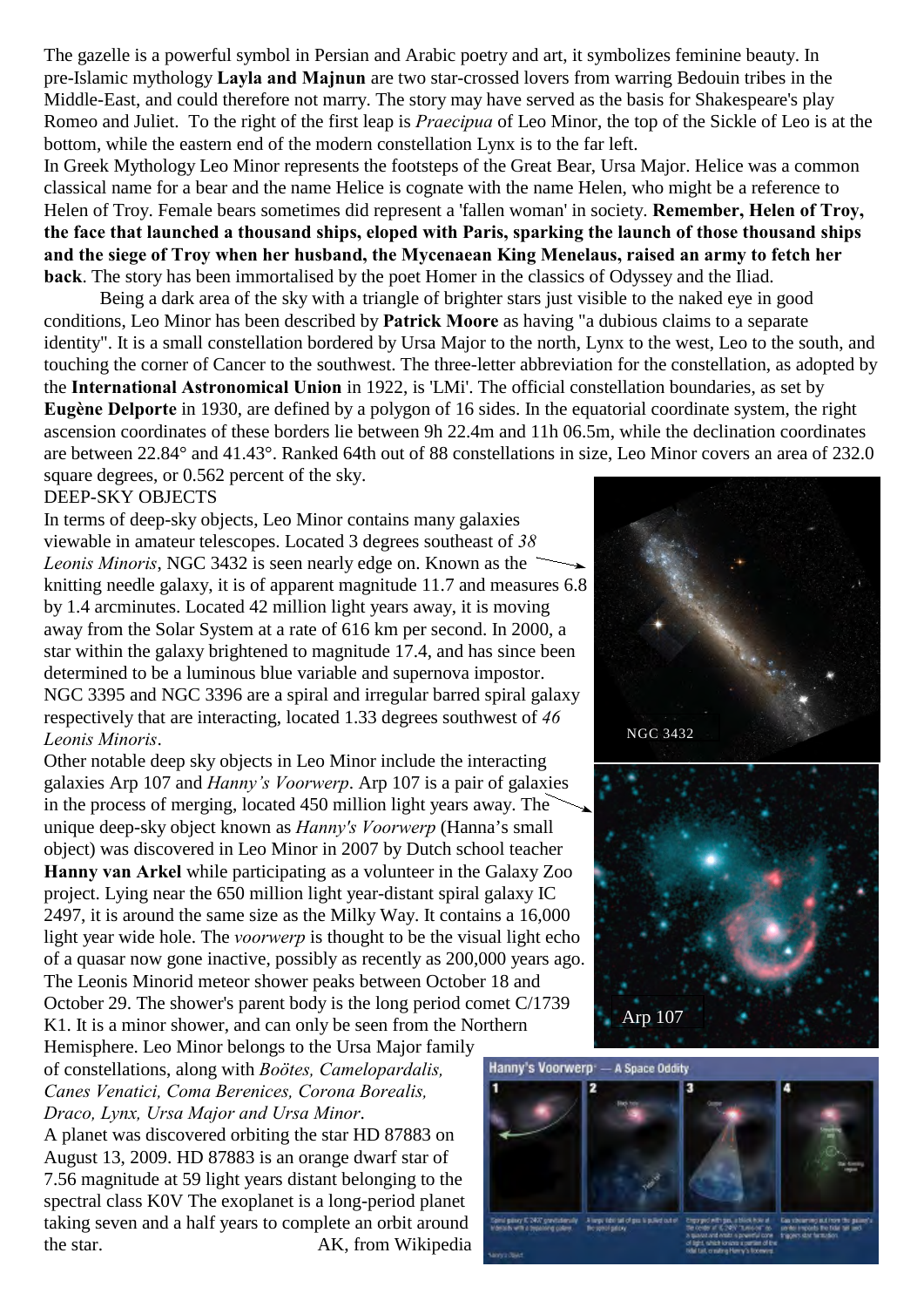The gazelle is a powerful symbol in Persian and Arabic poetry and art, it symbolizes feminine beauty. In pre-Islamic mythology **Layla and Majnun** are two star-crossed lovers from warring Bedouin tribes in the Middle-East, and could therefore not marry. The story may have served as the basis for Shakespeare's play Romeo and Juliet. To the right of the first leap is *Praecipua* of Leo Minor, the top of the Sickle of Leo is at the bottom, while the eastern end of the modern constellation Lynx is to the far left.

In Greek Mythology Leo Minor represents the footsteps of the Great Bear, Ursa Major. Helice was a common classical name for a bear and the name Helice is cognate with the name Helen, who might be a reference to Helen of Troy. Female bears sometimes did represent a 'fallen woman' in society. **Remember, Helen of Troy, the face that launched a thousand ships, eloped with Paris, sparking the launch of those thousand ships and the siege of Troy when her husband, the Mycenaean King Menelaus, raised an army to fetch her back**. The story has been immortalised by the poet Homer in the classics of Odyssey and the Iliad.

Being a dark area of the sky with a triangle of brighter stars just visible to the naked eye in good conditions, Leo Minor has been described by **Patrick Moore** as having "a dubious claims to a separate identity". It is a small constellation bordered by Ursa Major to the north, Lynx to the west, Leo to the south, and touching the corner of Cancer to the southwest. The three-letter abbreviation for the constellation, as adopted by the **International Astronomical Union** in 1922, is 'LMi'. The official constellation boundaries, as set by **Eugène Delporte** in 1930, are defined by a polygon of 16 sides. In the equatorial coordinate system, the right ascension coordinates of these borders lie between 9h 22.4m and 11h 06.5m, while the declination coordinates are between 22.84° and 41.43°. Ranked 64th out of 88 constellations in size, Leo Minor covers an area of 232.0 square degrees, or 0.562 percent of the sky.

DEEP-SKY OBJECTS

In terms of deep-sky objects, Leo Minor contains many galaxies viewable in amateur telescopes. Located 3 degrees southeast of *38 Leonis Minoris*, NGC 3432 is seen nearly edge on. Known as the knitting needle galaxy, it is of apparent magnitude 11.7 and measures 6.8 by 1.4 arcminutes. Located 42 million light years away, it is moving away from the Solar System at a rate of 616 km per second. In 2000, a star within the galaxy brightened to magnitude 17.4, and has since been determined to be a luminous blue variable and supernova impostor. NGC 3395 and NGC 3396 are a spiral and irregular barred spiral galaxy respectively that are interacting, located 1.33 degrees southwest of *46 Leonis Minoris*.

NGC 3432

Other notable deep sky objects in Leo Minor include the interacting galaxies Arp 107 and *Hanny's Voorwerp*. Arp 107 is a pair of galaxies in the process of merging, located 450 million light years away. The unique deep-sky object known as *Hanny's Voorwerp* (Hanna's small object) was discovered in Leo Minor in 2007 by Dutch school teacher **Hanny van Arkel** while participating as a volunteer in the Galaxy Zoo project. Lying near the 650 million light year-distant spiral galaxy IC 2497, it is around the same size as the Milky Way. It contains a 16,000 light year wide hole. The *voorwerp* is thought to be the visual light echo of a quasar now gone inactive, possibly as recently as 200,000 years ago.

Arp 107

The Leonis Minorid meteor shower peaks between October 18 and October 29. The shower's parent body is the long period comet C/1739 K1. It is a minor shower, and can only be seen from the Northern Hemisphere. Leo Minor belongs to the Ursa Major family of constellations, along with *Boötes, Camelopardalis, Canes Venatici, Coma Berenices, Corona Borealis, Draco, Lynx, Ursa Major and Ursa Minor*.

Hanny's Voorwerp — A Space Oddity

A planet was discovered orbiting the star HD 87883 on August 13, 2009. HD 87883 is an orange dwarf star of 7.56 magnitude at 59 light years distant belonging to the spectral class K0V The exoplanet is a long-period planet taking seven and a half years to complete an orbit around the star.

AK, from Wikipedia